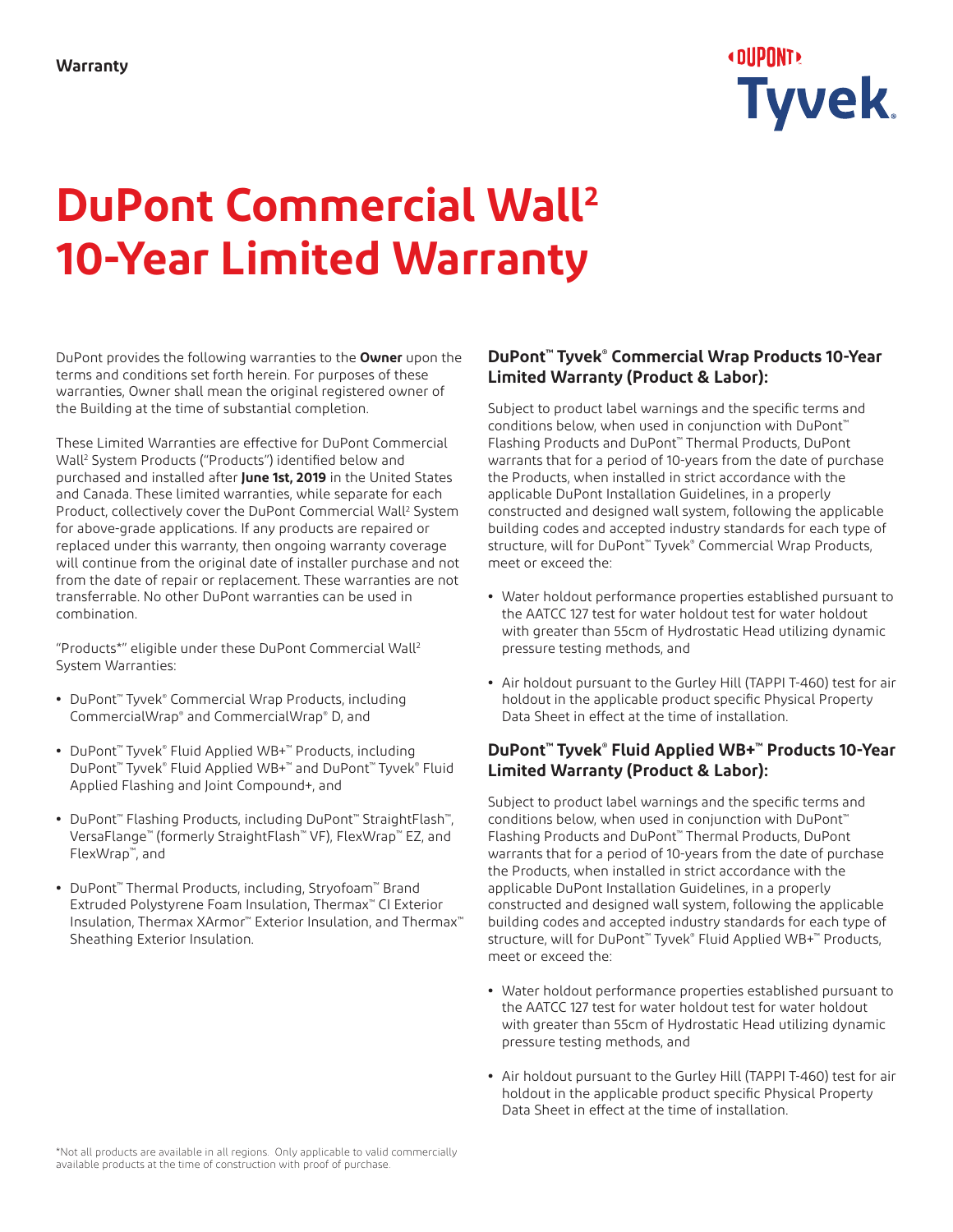Warranty

# DuPont Commercial Wall[2] 10-Year Limited Warranty

DuPont provides the following warranties to the **Owner** upon the terms and conditions set forth herein. For purposes of these warranties, Owner shall mean the original registered owner of the Building at the time of substantial completion.

These Limited Warranties are effective for DuPont Commercial Wall[2] System Products ("Products") identified below and purchased and installed after **June 1st, 2019** in the United States and Canada. These limited warranties, while separate for each Product, collectively cover the DuPont Commercial Wall[2] System for above-grade applications. If any products are repaired or replaced under this warranty, then ongoing warranty coverage will continue from the original date of installer purchase and not from the date of repair or replacement. These warranties are not transferrable. No other DuPont warranties can be used in combination.

"Products*" eligible under these DuPont Commercial Wall[2] System Warranties:

- DuPont™ Tyvek® Commercial Wrap Products, including CommercialWrap® and CommercialWrap® D, and
- DuPont™ Tyvek® Fluid Applied WB+™ Products, including DuPont™ Tyvek® Fluid Applied WB+™ and DuPont™ Tyvek® Fluid Applied Flashing and Joint Compound+, and
- DuPont™ Flashing Products, including DuPont™ StraightFlash™, VersaFlange™ (formerly StraightFlash™ VF), FlexWrap™ EZ, and FlexWrap™, and
- DuPont™ Thermal Products, including, Stryofoam™ Brand Extruded Polystyrene Foam Insulation, Thermax™ CI Exterior Insulation, Thermax XArmor™ Exterior Insulation, and Thermax™ Sheathing Exterior Insulation.

### DuPont™ Tyvek® Commercial Wrap Products 10-Year Limited Warranty (Product & Labor):

Subject to product label warnings and the specific terms and conditions below, when used in conjunction with DuPont™ Flashing Products and DuPont™ Thermal Products, DuPont warrants that for a period of 10-years from the date of purchase the Products, when installed in strict accordance with the applicable DuPont Installation Guidelines, in a properly constructed and designed wall system, following the applicable building codes and accepted industry standards for each type of structure, will for DuPont™ Tyvek® Commercial Wrap Products, meet or exceed the:

- Water holdout performance properties established pursuant to the AATCC 127 test for water holdout test for water holdout with greater than 55cm of Hydrostatic Head utilizing dynamic pressure testing methods, and
- Air holdout pursuant to the Gurley Hill (TAPPI T-460) test for air holdout in the applicable product specific Physical Property Data Sheet in effect at the time of installation.

### DuPont™ Tyvek® Fluid Applied WB+™ Products 10-Year Limited Warranty (Product & Labor):

Subject to product label warnings and the specific terms and conditions below, when used in conjunction with DuPont™ Flashing Products and DuPont™ Thermal Products, DuPont warrants that for a period of 10-years from the date of purchase the Products, when installed in strict accordance with the applicable DuPont Installation Guidelines, in a properly constructed and designed wall system, following the applicable building codes and accepted industry standards for each type of structure, will for DuPont™ Tyvek® Fluid Applied WB+™ Products, meet or exceed the:

- Water holdout performance properties established pursuant to the AATCC 127 test for water holdout test for water holdout with greater than 55cm of Hydrostatic Head utilizing dynamic pressure testing methods, and
- Air holdout pursuant to the Gurley Hill (TAPPI T-460) test for air holdout in the applicable product specific Physical Property Data Sheet in effect at the time of installation.

*Not all products are available in all regions. Only applicable to valid commercially available products at the time of construction with proof of purchase.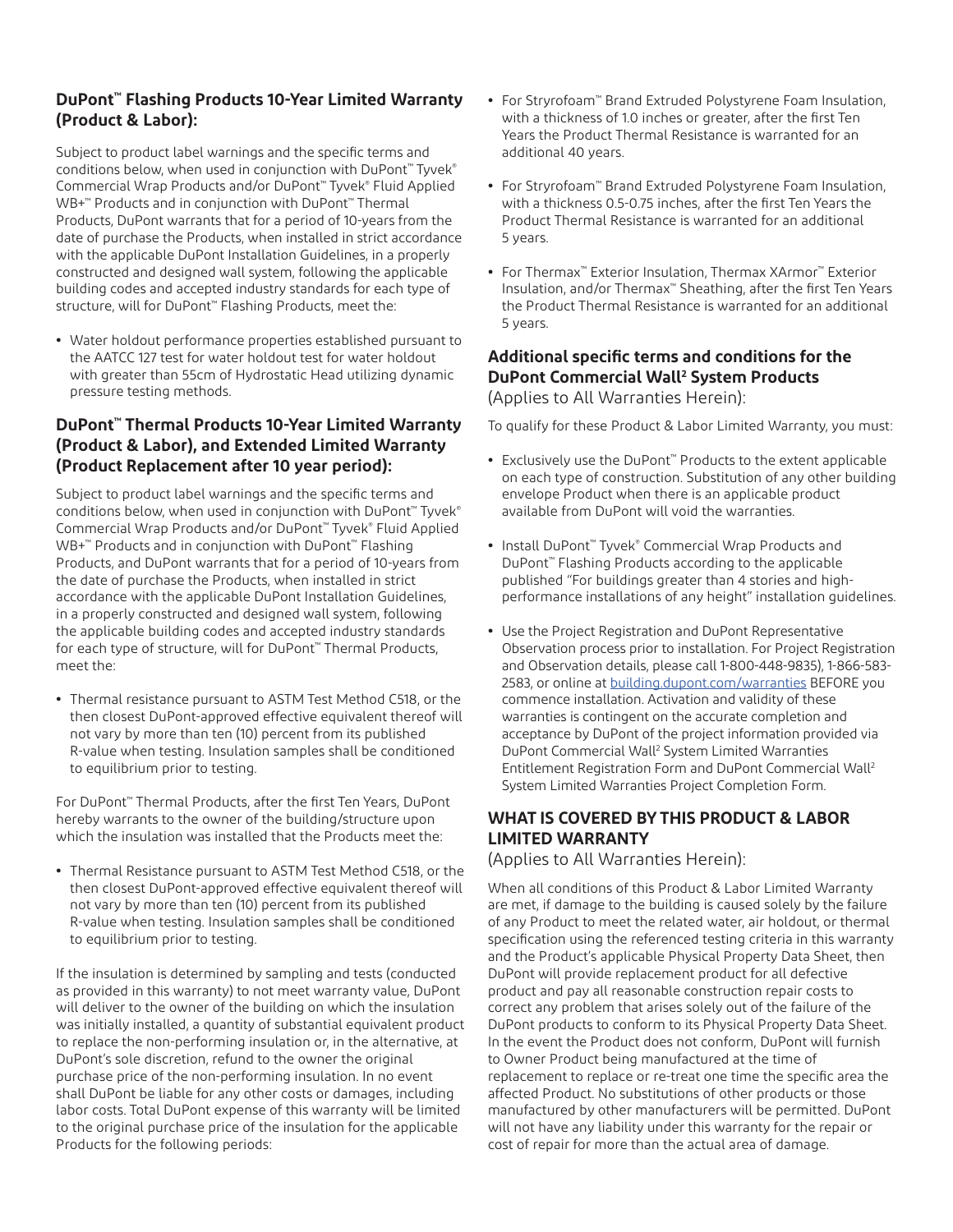### DuPont™ Flashing Products 10-Year Limited Warranty (Product & Labor):

Subject to product label warnings and the specific terms and conditions below, when used in conjunction with DuPont™ Tyvek® Commercial Wrap Products and/or DuPont™ Tyvek® Fluid Applied WB+™ Products and in conjunction with DuPont™ Thermal Products, DuPont warrants that for a period of 10-years from the date of purchase the Products, when installed in strict accordance with the applicable DuPont Installation Guidelines, in a properly constructed and designed wall system, following the applicable building codes and accepted industry standards for each type of structure, will for DuPont™ Flashing Products, meet the:

- Water holdout performance properties established pursuant to the AATCC 127 test for water holdout test for water holdout with greater than 55cm of Hydrostatic Head utilizing dynamic pressure testing methods.

### DuPont™ Thermal Products 10-Year Limited Warranty (Product & Labor), and Extended Limited Warranty (Product Replacement after 10 year period):

Subject to product label warnings and the specific terms and conditions below, when used in conjunction with DuPont™ Tyvek® Commercial Wrap Products and/or DuPont™ Tyvek® Fluid Applied WB+™ Products and in conjunction with DuPont™ Flashing Products, and DuPont warrants that for a period of 10-years from the date of purchase the Products, when installed in strict accordance with the applicable DuPont Installation Guidelines, in a properly constructed and designed wall system, following the applicable building codes and accepted industry standards for each type of structure, will for DuPont™ Thermal Products, meet the:

- Thermal resistance pursuant to ASTM Test Method C518, or the then closest DuPont-approved effective equivalent thereof will not vary by more than ten (10) percent from its published R-value when testing. Insulation samples shall be conditioned to equilibrium prior to testing.

For DuPont™ Thermal Products, after the first Ten Years, DuPont hereby warrants to the owner of the building/structure upon which the insulation was installed that the Products meet the:

- Thermal Resistance pursuant to ASTM Test Method C518, or the then closest DuPont-approved effective equivalent thereof will not vary by more than ten (10) percent from its published R-value when testing. Insulation samples shall be conditioned to equilibrium prior to testing.

If the insulation is determined by sampling and tests (conducted as provided in this warranty) to not meet warranty value, DuPont will deliver to the owner of the building on which the insulation was initially installed, a quantity of substantial equivalent product to replace the non-performing insulation or, in the alternative, at DuPont's sole discretion, refund to the owner the original purchase price of the non-performing insulation. In no event shall DuPont be liable for any other costs or damages, including labor costs. Total DuPont expense of this warranty will be limited to the original purchase price of the insulation for the applicable Products for the following periods:

- For Stryrofoam™ Brand Extruded Polystyrene Foam Insulation, with a thickness of 1.0 inches or greater, after the first Ten Years the Product Thermal Resistance is warranted for an additional 40 years.
- For Stryrofoam™ Brand Extruded Polystyrene Foam Insulation, with a thickness 0.5-0.75 inches, after the first Ten Years the Product Thermal Resistance is warranted for an additional 5 years.
- For Thermax™ Exterior Insulation, Thermax XArmor™ Exterior Insulation, and/or Thermax™ Sheathing, after the first Ten Years the Product Thermal Resistance is warranted for an additional 5 years.

### Additional specific terms and conditions for the DuPont Commercial Wall[2] System Products

(Applies to All Warranties Herein):

To qualify for these Product & Labor Limited Warranty, you must:

- Exclusively use the DuPont™ Products to the extent applicable on each type of construction. Substitution of any other building envelope Product when there is an applicable product available from DuPont will void the warranties.
- Install DuPont™ Tyvek® Commercial Wrap Products and DuPont™ Flashing Products according to the applicable published "For buildings greater than 4 stories and high-performance installations of any height" installation guidelines.
- Use the Project Registration and DuPont Representative Observation process prior to installation. For Project Registration and Observation details, please call 1-800-448-9835), 1-866-583-2583, or online at building.dupont.com/warranties BEFORE you commence installation. Activation and validity of these warranties is contingent on the accurate completion and acceptance by DuPont of the project information provided via DuPont Commercial Wall[2] System Limited Warranties Entitlement Registration Form and DuPont Commercial Wall[2] System Limited Warranties Project Completion Form.

### WHAT IS COVERED BY THIS PRODUCT & LABOR LIMITED WARRANTY

(Applies to All Warranties Herein):

When all conditions of this Product & Labor Limited Warranty are met, if damage to the building is caused solely by the failure of any Product to meet the related water, air holdout, or thermal specification using the referenced testing criteria in this warranty and the Product's applicable Physical Property Data Sheet, then DuPont will provide replacement product for all defective product and pay all reasonable construction repair costs to correct any problem that arises solely out of the failure of the DuPont products to conform to its Physical Property Data Sheet. In the event the Product does not conform, DuPont will furnish to Owner Product being manufactured at the time of replacement to replace or re-treat one time the specific area the affected Product. No substitutions of other products or those manufactured by other manufacturers will be permitted. DuPont will not have any liability under this warranty for the repair or cost of repair for more than the actual area of damage.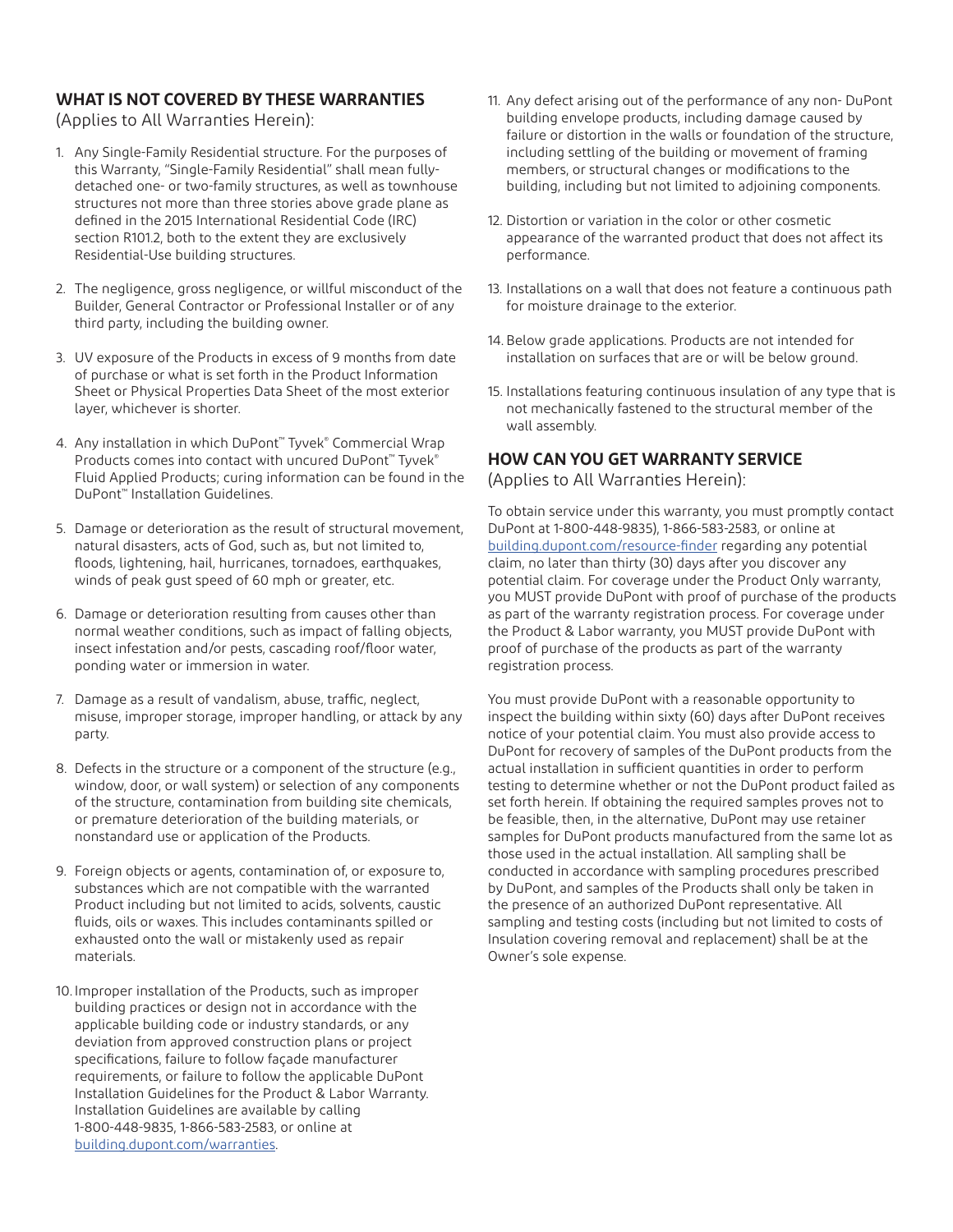## WHAT IS NOT COVERED BY THESE WARRANTIES

(Applies to All Warranties Herein):

1. Any Single-Family Residential structure. For the purposes of this Warranty, "Single-Family Residential" shall mean fully-detached one- or two-family structures, as well as townhouse structures not more than three stories above grade plane as defined in the 2015 International Residential Code (IRC) section R101.2, both to the extent they are exclusively Residential-Use building structures.

2. The negligence, gross negligence, or willful misconduct of the Builder, General Contractor or Professional Installer or of any third party, including the building owner.

3. UV exposure of the Products in excess of 9 months from date of purchase or what is set forth in the Product Information Sheet or Physical Properties Data Sheet of the most exterior layer, whichever is shorter.

4. Any installation in which DuPont™ Tyvek® Commercial Wrap Products comes into contact with uncured DuPont™ Tyvek® Fluid Applied Products; curing information can be found in the DuPont™ Installation Guidelines.

5. Damage or deterioration as the result of structural movement, natural disasters, acts of God, such as, but not limited to, floods, lightening, hail, hurricanes, tornadoes, earthquakes, winds of peak gust speed of 60 mph or greater, etc.

6. Damage or deterioration resulting from causes other than normal weather conditions, such as impact of falling objects, insect infestation and/or pests, cascading roof/floor water, ponding water or immersion in water.

7. Damage as a result of vandalism, abuse, traffic, neglect, misuse, improper storage, improper handling, or attack by any party.

8. Defects in the structure or a component of the structure (e.g., window, door, or wall system) or selection of any components of the structure, contamination from building site chemicals, or premature deterioration of the building materials, or nonstandard use or application of the Products.

9. Foreign objects or agents, contamination of, or exposure to, substances which are not compatible with the warranted Product including but not limited to acids, solvents, caustic fluids, oils or waxes. This includes contaminants spilled or exhausted onto the wall or mistakenly used as repair materials.

10. Improper installation of the Products, such as improper building practices or design not in accordance with the applicable building code or industry standards, or any deviation from approved construction plans or project specifications, failure to follow façade manufacturer requirements, or failure to follow the applicable DuPont Installation Guidelines for the Product & Labor Warranty. Installation Guidelines are available by calling 1-800-448-9835, 1-866-583-2583, or online at building.dupont.com/warranties.

11. Any defect arising out of the performance of any non- DuPont building envelope products, including damage caused by failure or distortion in the walls or foundation of the structure, including settling of the building or movement of framing members, or structural changes or modifications to the building, including but not limited to adjoining components.

12. Distortion or variation in the color or other cosmetic appearance of the warranted product that does not affect its performance.

13. Installations on a wall that does not feature a continuous path for moisture drainage to the exterior.

14. Below grade applications. Products are not intended for installation on surfaces that are or will be below ground.

15. Installations featuring continuous insulation of any type that is not mechanically fastened to the structural member of the wall assembly.

## HOW CAN YOU GET WARRANTY SERVICE

(Applies to All Warranties Herein):

To obtain service under this warranty, you must promptly contact DuPont at 1-800-448-9835), 1-866-583-2583, or online at building.dupont.com/resource-finder regarding any potential claim, no later than thirty (30) days after you discover any potential claim. For coverage under the Product Only warranty, you MUST provide DuPont with proof of purchase of the products as part of the warranty registration process. For coverage under the Product & Labor warranty, you MUST provide DuPont with proof of purchase of the products as part of the warranty registration process.

You must provide DuPont with a reasonable opportunity to inspect the building within sixty (60) days after DuPont receives notice of your potential claim. You must also provide access to DuPont for recovery of samples of the DuPont products from the actual installation in sufficient quantities in order to perform testing to determine whether or not the DuPont product failed as set forth herein. If obtaining the required samples proves not to be feasible, then, in the alternative, DuPont may use retainer samples for DuPont products manufactured from the same lot as those used in the actual installation. All sampling shall be conducted in accordance with sampling procedures prescribed by DuPont, and samples of the Products shall only be taken in the presence of an authorized DuPont representative. All sampling and testing costs (including but not limited to costs of Insulation covering removal and replacement) shall be at the Owner's sole expense.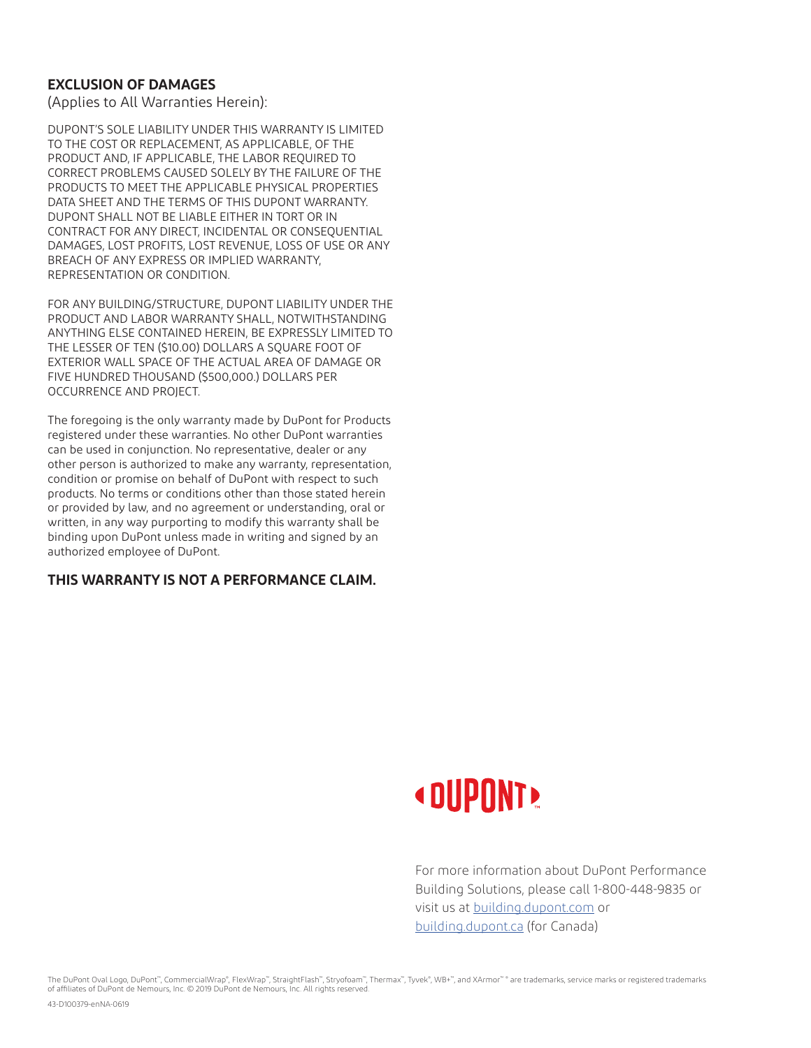## EXCLUSION OF DAMAGES

(Applies to All Warranties Herein):

DUPONT'S SOLE LIABILITY UNDER THIS WARRANTY IS LIMITED TO THE COST OR REPLACEMENT, AS APPLICABLE, OF THE PRODUCT AND, IF APPLICABLE, THE LABOR REQUIRED TO CORRECT PROBLEMS CAUSED SOLELY BY THE FAILURE OF THE PRODUCTS TO MEET THE APPLICABLE PHYSICAL PROPERTIES DATA SHEET AND THE TERMS OF THIS DUPONT WARRANTY. DUPONT SHALL NOT BE LIABLE EITHER IN TORT OR IN CONTRACT FOR ANY DIRECT, INCIDENTAL OR CONSEQUENTIAL DAMAGES, LOST PROFITS, LOST REVENUE, LOSS OF USE OR ANY BREACH OF ANY EXPRESS OR IMPLIED WARRANTY, REPRESENTATION OR CONDITION.

FOR ANY BUILDING/STRUCTURE, DUPONT LIABILITY UNDER THE PRODUCT AND LABOR WARRANTY SHALL, NOTWITHSTANDING ANYTHING ELSE CONTAINED HEREIN, BE EXPRESSLY LIMITED TO THE LESSER OF TEN ($10.00) DOLLARS A SQUARE FOOT OF EXTERIOR WALL SPACE OF THE ACTUAL AREA OF DAMAGE OR FIVE HUNDRED THOUSAND ($500,000.) DOLLARS PER OCCURRENCE AND PROJECT.

The foregoing is the only warranty made by DuPont for Products registered under these warranties. No other DuPont warranties can be used in conjunction. No representative, dealer or any other person is authorized to make any warranty, representation, condition or promise on behalf of DuPont with respect to such products. No terms or conditions other than those stated herein or provided by law, and no agreement or understanding, oral or written, in any way purporting to modify this warranty shall be binding upon DuPont unless made in writing and signed by an authorized employee of DuPont.

**THIS WARRANTY IS NOT A PERFORMANCE CLAIM.**

DUPONT™

For more information about DuPont Performance Building Solutions, please call 1-800-448-9835 or visit us at [building.dupont.com](building.dupont.com) or [building.dupont.ca](building.dupont.ca) (for Canada)

The DuPont Oval Logo, DuPont™, CommercialWrap®, FlexWrap™, StraightFlash™, Stryofoam™, Thermax™, Tyvek®, WB+™, and XArmor™ ® are trademarks, service marks or registered trademarks of affiliates of DuPont de Nemours, Inc. © 2019 DuPont de Nemours, Inc. All rights reserved.

43-D100379-enNA-0619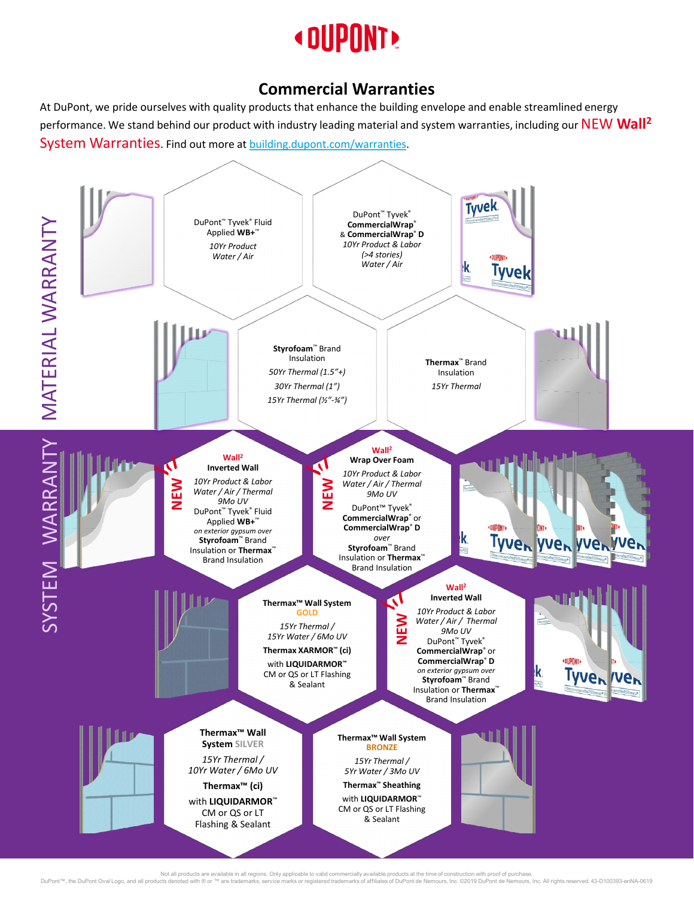# Commercial Warranties

At DuPont, we pride ourselves with quality products that enhance the building envelope and enable streamlined energy performance. We stand behind our product with industry leading material and system warranties, including our NEW **Wall²** System Warranties. Find out more at building.dupont.com/warranties.

## MATERIAL WARRANTY

DuPont™ Tyvek® Fluid Applied **WB+**™
*10Yr Product*
*Water / Air*

DuPont™ Tyvek® **CommercialWrap**® & **CommercialWrap**® **D**
*10Yr Product & Labor*
*(>4 stories)*
*Water / Air*

**Styrofoam**™ Brand Insulation
*50Yr Thermal (1.5"+)*
*30Yr Thermal (1")*
*15Yr Thermal (½"-¾")*

**Thermax**™ Brand Insulation
*15Yr Thermal*

## SYSTEM WARRANTY

NEW
**Wall²**
**Inverted Wall**
*10Yr Product & Labor*
*Water / Air / Thermal*
*9Mo UV*
DuPont™ Tyvek® Fluid Applied **WB+**™
*on exterior gypsum over*
**Styrofoam**™ Brand Insulation or **Thermax**™ Brand Insulation

NEW
**Wall²**
**Wrap Over Foam**
*10Yr Product & Labor*
*Water / Air / Thermal*
*9Mo UV*
DuPont™ Tyvek® **CommercialWrap**® or **CommercialWrap**® **D**
*over*
**Styrofoam**™ Brand Insulation or **Thermax**™ Brand Insulation

**Thermax™ Wall System**
**GOLD**
*15Yr Thermal / 15Yr Water / 6Mo UV*
**Thermax XARMOR™ (ci)**
with **LIQUIDARMOR**™ CM or QS or LT Flashing & Sealant

NEW
**Wall²**
**Inverted Wall**
*10Yr Product & Labor*
*Water / Air / Thermal*
*9Mo UV*
DuPont™ Tyvek® **CommercialWrap**® or **CommercialWrap**® **D**
*on exterior gypsum over*
**Styrofoam**™ Brand Insulation or **Thermax**™ Brand Insulation

**Thermax™ Wall System SILVER**
*15Yr Thermal / 10Yr Water / 6Mo UV*
**Thermax™ (ci)**
with **LIQUIDARMOR**™ CM or QS or LT Flashing & Sealant

**Thermax™ Wall System**
**BRONZE**
*15Yr Thermal / 5Yr Water / 3Mo UV*
**Thermax**™ **Sheathing**
with **LIQUIDARMOR**™ CM or QS or LT Flashing & Sealant

Not all products are available in all regions. Only applicable to valid commercially available products at the time of construction with proof of purchase.
DuPont™, the DuPont Oval Logo, and all products denoted with ® or ™ are trademarks, service marks or registered trademarks of affiliates of DuPont de Nemours, Inc. ©2019 DuPont de Nemours, Inc. All rights reserved. 43-D100393-enNA-0619